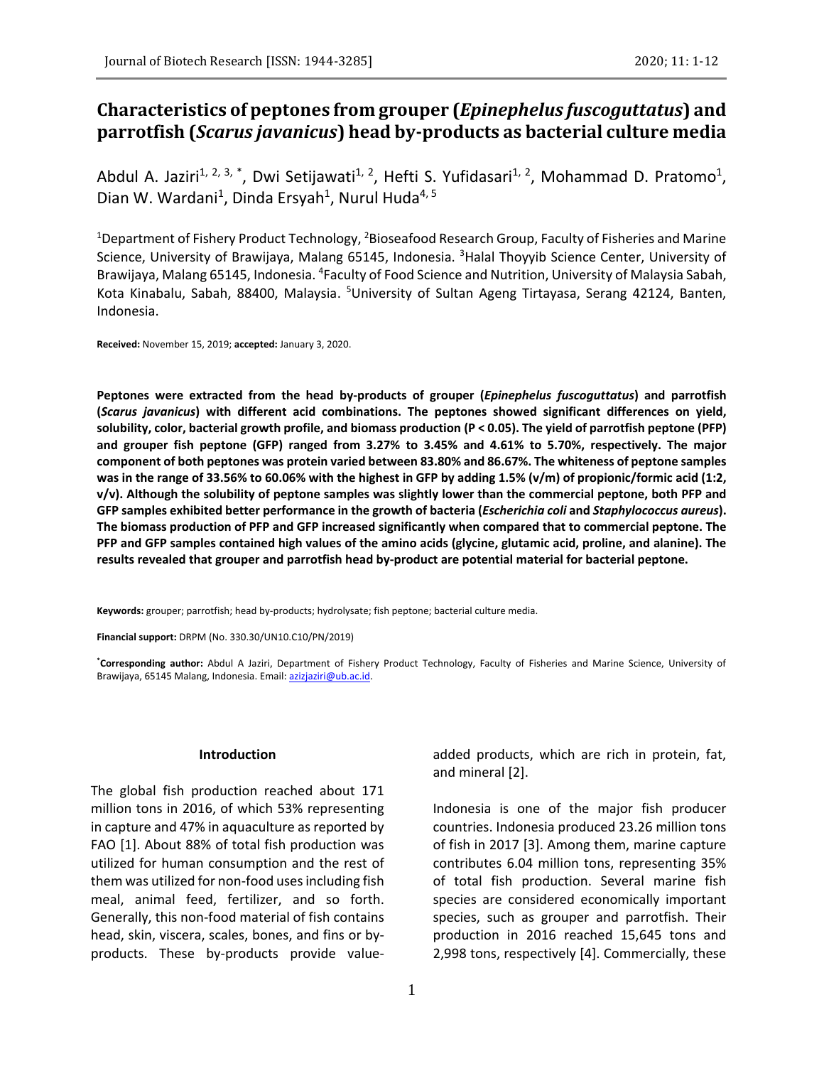# Characteristics of peptones from grouper (*Epinephelus fuscoguttatus*) and parrotfish (*Scarus javanicus*) head by-products as bacterial culture media

Abdul A. Jaziri[1, 2, 3, *], Dwi Setijawati[1, 2], Hefti S. Yufidasari[1, 2], Mohammad D. Pratomo[1], Dian W. Wardani[1], Dinda Ersyah[1], Nurul Huda[4, 5]

[1]Department of Fishery Product Technology, [2]Bioseafood Research Group, Faculty of Fisheries and Marine Science, University of Brawijaya, Malang 65145, Indonesia. [3]Halal Thoyyib Science Center, University of Brawijaya, Malang 65145, Indonesia. [4]Faculty of Food Science and Nutrition, University of Malaysia Sabah, Kota Kinabalu, Sabah, 88400, Malaysia. [5]University of Sultan Ageng Tirtayasa, Serang 42124, Banten, Indonesia.

**Received:** November 15, 2019; **accepted:** January 3, 2020.

**Peptones were extracted from the head by-products of grouper (*Epinephelus fuscoguttatus*) and parrotfish (*Scarus javanicus*) with different acid combinations. The peptones showed significant differences on yield, solubility, color, bacterial growth profile, and biomass production ($P < 0.05$). The yield of parrotfish peptone (PFP) and grouper fish peptone (GFP) ranged from 3.27% to 3.45% and 4.61% to 5.70%, respectively. The major component of both peptones was protein varied between 83.80% and 86.67%. The whiteness of peptone samples was in the range of 33.56% to 60.06% with the highest in GFP by adding 1.5% (v/m) of propionic/formic acid (1:2, v/v). Although the solubility of peptone samples was slightly lower than the commercial peptone, both PFP and GFP samples exhibited better performance in the growth of bacteria (*Escherichia coli* and *Staphylococcus aureus*). The biomass production of PFP and GFP increased significantly when compared that to commercial peptone. The PFP and GFP samples contained high values of the amino acids (glycine, glutamic acid, proline, and alanine). The results revealed that grouper and parrotfish head by-product are potential material for bacterial peptone.**

**Keywords:** grouper; parrotfish; head by-products; hydrolysate; fish peptone; bacterial culture media.

**Financial support:** DRPM (No. 330.30/UN10.C10/PN/2019)

**[*]Corresponding author:** Abdul A Jaziri, Department of Fishery Product Technology, Faculty of Fisheries and Marine Science, University of Brawijaya, 65145 Malang, Indonesia. Email: azizjaziri@ub.ac.id.

## Introduction

The global fish production reached about 171 million tons in 2016, of which 53% representing in capture and 47% in aquaculture as reported by FAO [1]. About 88% of total fish production was utilized for human consumption and the rest of them was utilized for non-food uses including fish meal, animal feed, fertilizer, and so forth. Generally, this non-food material of fish contains head, skin, viscera, scales, bones, and fins or by-products. These by-products provide value-added products, which are rich in protein, fat, and mineral [2].

Indonesia is one of the major fish producer countries. Indonesia produced 23.26 million tons of fish in 2017 [3]. Among them, marine capture contributes 6.04 million tons, representing 35% of total fish production. Several marine fish species are considered economically important species, such as grouper and parrotfish. Their production in 2016 reached 15,645 tons and 2,998 tons, respectively [4]. Commercially, these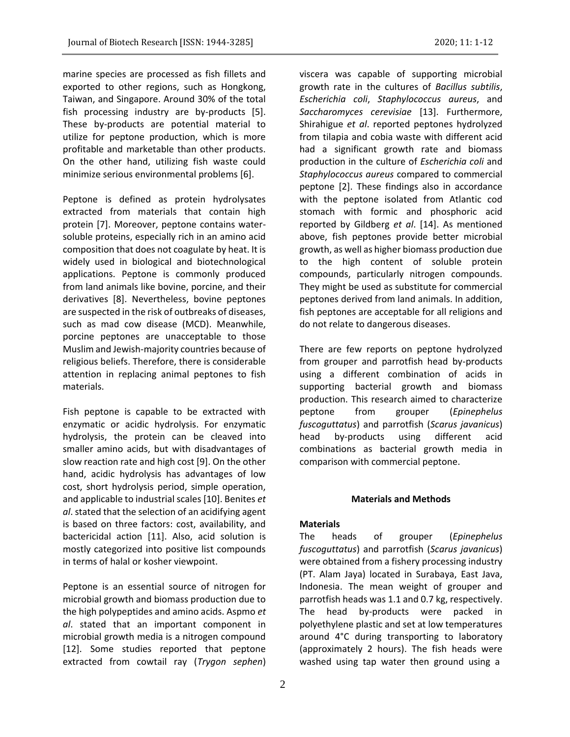marine species are processed as fish fillets and exported to other regions, such as Hongkong, Taiwan, and Singapore. Around 30% of the total fish processing industry are by-products [5]. These by-products are potential material to utilize for peptone production, which is more profitable and marketable than other products. On the other hand, utilizing fish waste could minimize serious environmental problems [6].

Peptone is defined as protein hydrolysates extracted from materials that contain high protein [7]. Moreover, peptone contains water-soluble proteins, especially rich in an amino acid composition that does not coagulate by heat. It is widely used in biological and biotechnological applications. Peptone is commonly produced from land animals like bovine, porcine, and their derivatives [8]. Nevertheless, bovine peptones are suspected in the risk of outbreaks of diseases, such as mad cow disease (MCD). Meanwhile, porcine peptones are unacceptable to those Muslim and Jewish-majority countries because of religious beliefs. Therefore, there is considerable attention in replacing animal peptones to fish materials.

Fish peptone is capable to be extracted with enzymatic or acidic hydrolysis. For enzymatic hydrolysis, the protein can be cleaved into smaller amino acids, but with disadvantages of slow reaction rate and high cost [9]. On the other hand, acidic hydrolysis has advantages of low cost, short hydrolysis period, simple operation, and applicable to industrial scales [10]. Benites *et al*. stated that the selection of an acidifying agent is based on three factors: cost, availability, and bactericidal action [11]. Also, acid solution is mostly categorized into positive list compounds in terms of halal or kosher viewpoint.

Peptone is an essential source of nitrogen for microbial growth and biomass production due to the high polypeptides and amino acids. Aspmo *et al*. stated that an important component in microbial growth media is a nitrogen compound [12]. Some studies reported that peptone extracted from cowtail ray (*Trygon sephen*) viscera was capable of supporting microbial growth rate in the cultures of *Bacillus subtilis*, *Escherichia coli*, *Staphylococcus aureus*, and *Saccharomyces cerevisiae* [13]. Furthermore, Shirahigue *et al*. reported peptones hydrolyzed from tilapia and cobia waste with different acid had a significant growth rate and biomass production in the culture of *Escherichia coli* and *Staphylococcus aureus* compared to commercial peptone [2]. These findings also in accordance with the peptone isolated from Atlantic cod stomach with formic and phosphoric acid reported by Gildberg *et al*. [14]. As mentioned above, fish peptones provide better microbial growth, as well as higher biomass production due to the high content of soluble protein compounds, particularly nitrogen compounds. They might be used as substitute for commercial peptones derived from land animals. In addition, fish peptones are acceptable for all religions and do not relate to dangerous diseases.

There are few reports on peptone hydrolyzed from grouper and parrotfish head by-products using a different combination of acids in supporting bacterial growth and biomass production. This research aimed to characterize peptone from grouper (*Epinephelus fuscoguttatus*) and parrotfish (*Scarus javanicus*) head by-products using different acid combinations as bacterial growth media in comparison with commercial peptone.

## Materials and Methods

### Materials

The heads of grouper (*Epinephelus fuscoguttatus*) and parrotfish (*Scarus javanicus*) were obtained from a fishery processing industry (PT. Alam Jaya) located in Surabaya, East Java, Indonesia. The mean weight of grouper and parrotfish heads was 1.1 and 0.7 kg, respectively. The head by-products were packed in polyethylene plastic and set at low temperatures around 4°C during transporting to laboratory (approximately 2 hours). The fish heads were washed using tap water then ground using a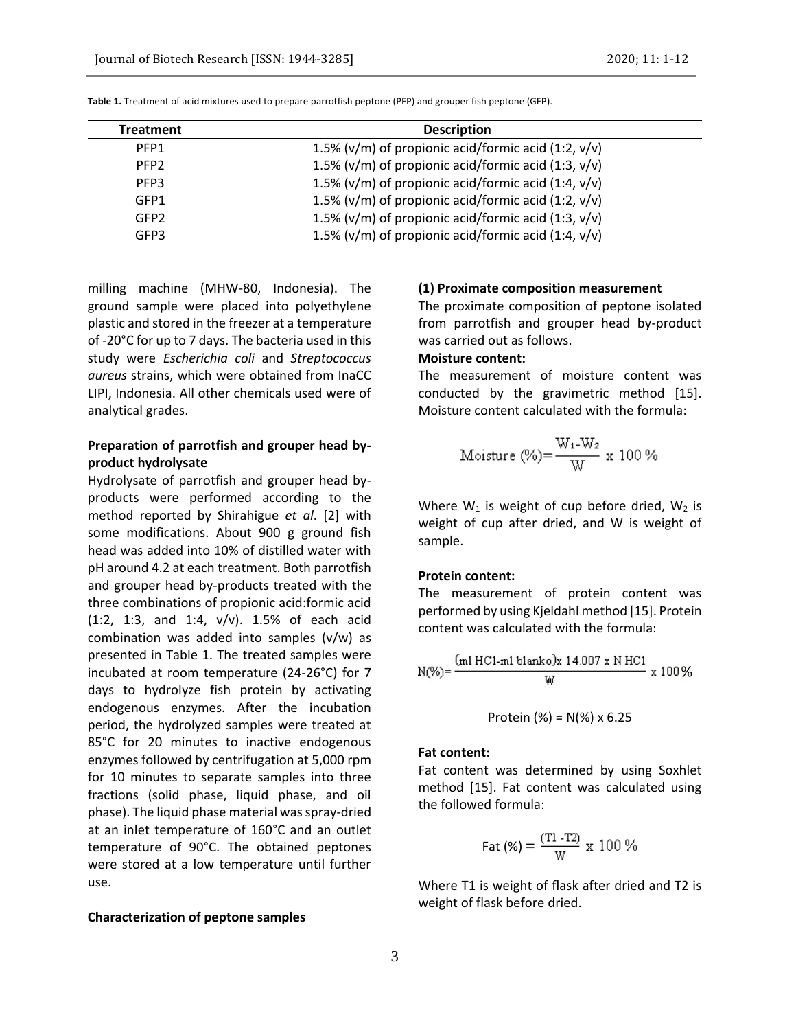**Table 1.** Treatment of acid mixtures used to prepare parrotfish peptone (PFP) and grouper fish peptone (GFP).

| Treatment | Description |
|---|---|
| PFP1 | 1.5% (v/m) of propionic acid/formic acid (1:2, v/v) |
| PFP2 | 1.5% (v/m) of propionic acid/formic acid (1:3, v/v) |
| PFP3 | 1.5% (v/m) of propionic acid/formic acid (1:4, v/v) |
| GFP1 | 1.5% (v/m) of propionic acid/formic acid (1:2, v/v) |
| GFP2 | 1.5% (v/m) of propionic acid/formic acid (1:3, v/v) |
| GFP3 | 1.5% (v/m) of propionic acid/formic acid (1:4, v/v) |

milling machine (MHW-80, Indonesia). The ground sample were placed into polyethylene plastic and stored in the freezer at a temperature of -20°C for up to 7 days. The bacteria used in this study were *Escherichia coli* and *Streptococcus aureus* strains, which were obtained from InaCC LIPI, Indonesia. All other chemicals used were of analytical grades.

**Preparation of parrotfish and grouper head by-product hydrolysate**

Hydrolysate of parrotfish and grouper head by-products were performed according to the method reported by Shirahigue *et al*. [2] with some modifications. About 900 g ground fish head was added into 10% of distilled water with pH around 4.2 at each treatment. Both parrotfish and grouper head by-products treated with the three combinations of propionic acid:formic acid (1:2, 1:3, and 1:4, v/v). 1.5% of each acid combination was added into samples (v/w) as presented in Table 1. The treated samples were incubated at room temperature (24-26°C) for 7 days to hydrolyze fish protein by activating endogenous enzymes. After the incubation period, the hydrolyzed samples were treated at 85°C for 20 minutes to inactive endogenous enzymes followed by centrifugation at 5,000 rpm for 10 minutes to separate samples into three fractions (solid phase, liquid phase, and oil phase). The liquid phase material was spray-dried at an inlet temperature of 160°C and an outlet temperature of 90°C. The obtained peptones were stored at a low temperature until further use.

**Characterization of peptone samples**

**(1) Proximate composition measurement**

The proximate composition of peptone isolated from parrotfish and grouper head by-product was carried out as follows.

**Moisture content:**

The measurement of moisture content was conducted by the gravimetric method [15]. Moisture content calculated with the formula:

$$\text{Moisture } (\%) = \frac{W_1 - W_2}{W} \times 100\,\%$$

Where $W_1$ is weight of cup before dried, $W_2$ is weight of cup after dried, and W is weight of sample.

**Protein content:**

The measurement of protein content was performed by using Kjeldahl method [15]. Protein content was calculated with the formula:

$$N(\%) = \frac{(\text{ml HCl} - \text{ml blanko}) \times 14.007 \times N\text{ HCl}}{W} \times 100\,\%$$

$$\text{Protein } (\%) = N(\%) \times 6.25$$

**Fat content:**

Fat content was determined by using Soxhlet method [15]. Fat content was calculated using the followed formula:

$$\text{Fat } (\%) = \frac{(T1 - T2)}{W} \times 100\,\%$$

Where T1 is weight of flask after dried and T2 is weight of flask before dried.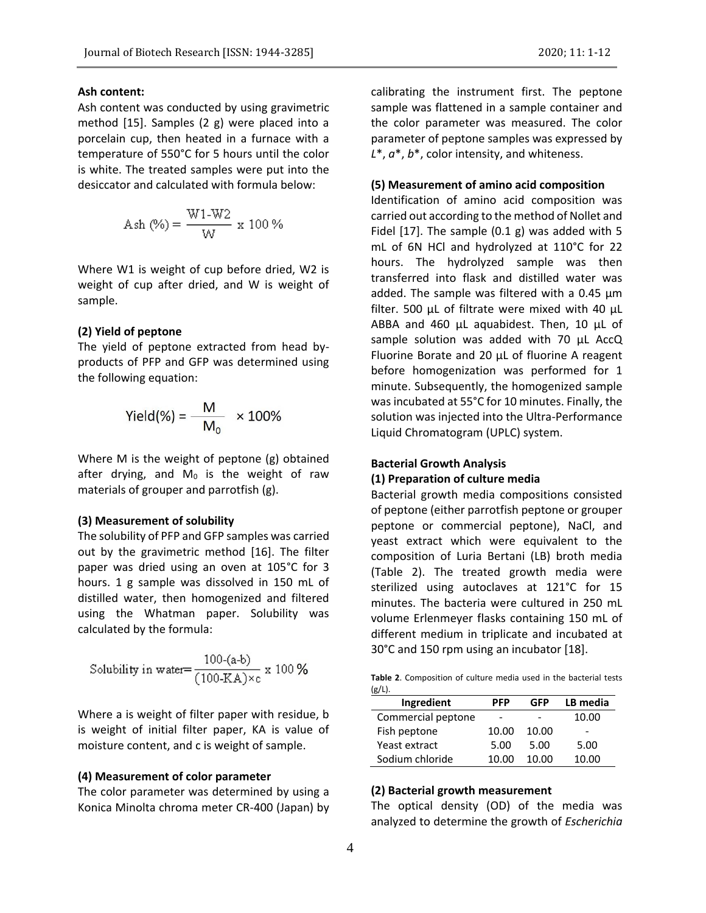**Ash content:**

Ash content was conducted by using gravimetric method [15]. Samples (2 g) were placed into a porcelain cup, then heated in a furnace with a temperature of 550°C for 5 hours until the color is white. The treated samples were put into the desiccator and calculated with formula below:

$$\text{Ash (\%)} = \frac{\text{W1-W2}}{\text{W}} \times 100\ \%$$

Where W1 is weight of cup before dried, W2 is weight of cup after dried, and W is weight of sample.

**(2) Yield of peptone**

The yield of peptone extracted from head by-products of PFP and GFP was determined using the following equation:

$$\text{Yield(\%)} = \frac{M}{M_0} \times 100\%$$

Where M is the weight of peptone (g) obtained after drying, and $M_0$ is the weight of raw materials of grouper and parrotfish (g).

**(3) Measurement of solubility**

The solubility of PFP and GFP samples was carried out by the gravimetric method [16]. The filter paper was dried using an oven at 105°C for 3 hours. 1 g sample was dissolved in 150 mL of distilled water, then homogenized and filtered using the Whatman paper. Solubility was calculated by the formula:

$$\text{Solubility in water} = \frac{100-(a-b)}{(100-KA) \times c} \times 100\ \%$$

Where a is weight of filter paper with residue, b is weight of initial filter paper, KA is value of moisture content, and c is weight of sample.

**(4) Measurement of color parameter**

The color parameter was determined by using a Konica Minolta chroma meter CR-400 (Japan) by calibrating the instrument first. The peptone sample was flattened in a sample container and the color parameter was measured. The color parameter of peptone samples was expressed by *L*\*, *a*\*, *b*\*, color intensity, and whiteness.

**(5) Measurement of amino acid composition**

Identification of amino acid composition was carried out according to the method of Nollet and Fidel [17]. The sample (0.1 g) was added with 5 mL of 6N HCl and hydrolyzed at 110°C for 22 hours. The hydrolyzed sample was then transferred into flask and distilled water was added. The sample was filtered with a 0.45 µm filter. 500 µL of filtrate were mixed with 40 µL ABBA and 460 µL aquabidest. Then, 10 µL of sample solution was added with 70 µL AccQ Fluorine Borate and 20 µL of fluorine A reagent before homogenization was performed for 1 minute. Subsequently, the homogenized sample was incubated at 55°C for 10 minutes. Finally, the solution was injected into the Ultra-Performance Liquid Chromatogram (UPLC) system.

**Bacterial Growth Analysis**

**(1) Preparation of culture media**

Bacterial growth media compositions consisted of peptone (either parrotfish peptone or grouper peptone or commercial peptone), NaCl, and yeast extract which were equivalent to the composition of Luria Bertani (LB) broth media (Table 2). The treated growth media were sterilized using autoclaves at 121°C for 15 minutes. The bacteria were cultured in 250 mL volume Erlenmeyer flasks containing 150 mL of different medium in triplicate and incubated at 30°C and 150 rpm using an incubator [18].

**Table 2**. Composition of culture media used in the bacterial tests (g/L).

| Ingredient | PFP | GFP | LB media |
|---|---|---|---|
| Commercial peptone | - | - | 10.00 |
| Fish peptone | 10.00 | 10.00 | - |
| Yeast extract | 5.00 | 5.00 | 5.00 |
| Sodium chloride | 10.00 | 10.00 | 10.00 |

**(2) Bacterial growth measurement**

The optical density (OD) of the media was analyzed to determine the growth of *Escherichia*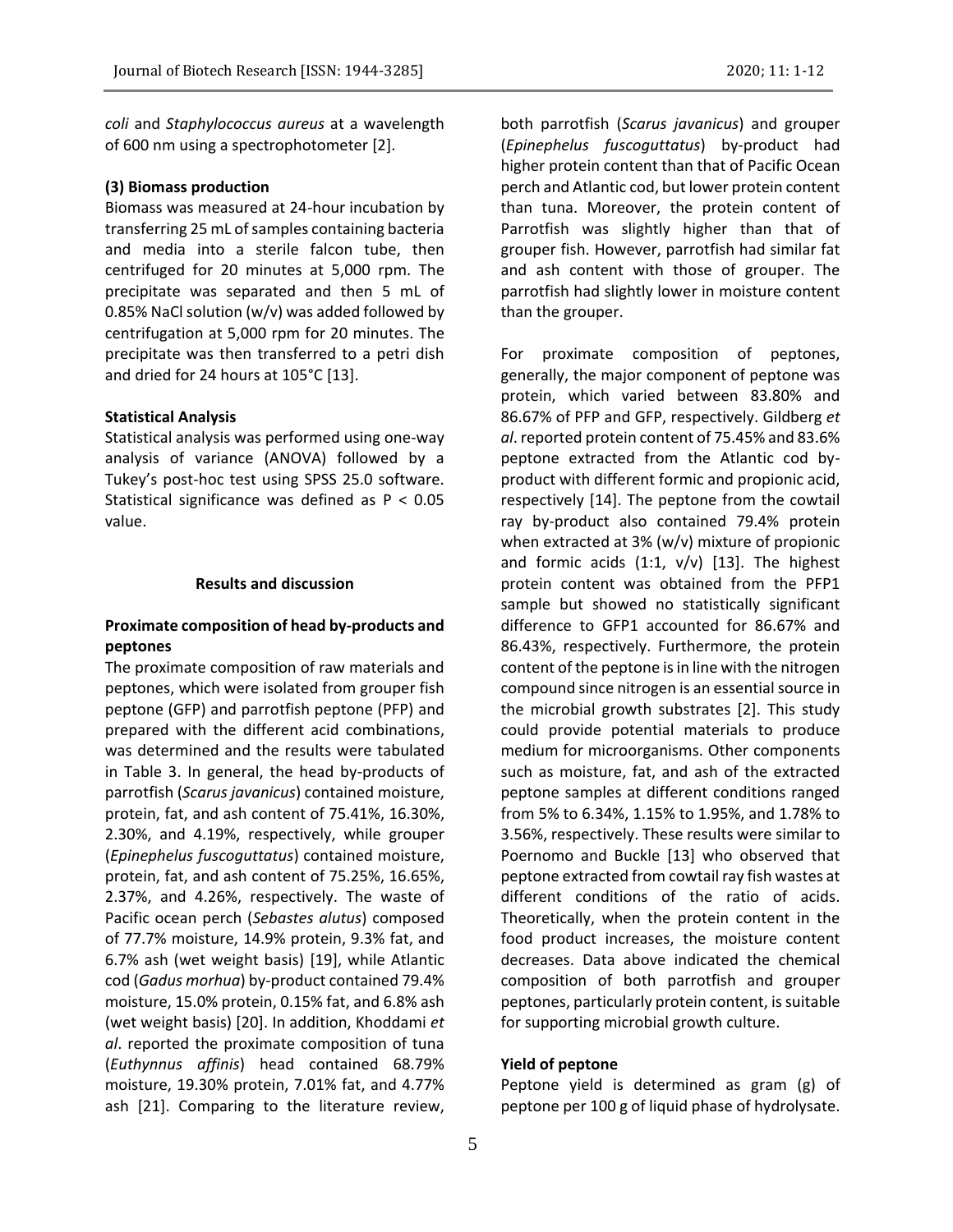*coli* and *Staphylococcus aureus* at a wavelength of 600 nm using a spectrophotometer [2].

**(3) Biomass production**

Biomass was measured at 24-hour incubation by transferring 25 mL of samples containing bacteria and media into a sterile falcon tube, then centrifuged for 20 minutes at 5,000 rpm. The precipitate was separated and then 5 mL of 0.85% NaCl solution (w/v) was added followed by centrifugation at 5,000 rpm for 20 minutes. The precipitate was then transferred to a petri dish and dried for 24 hours at 105°C [13].

**Statistical Analysis**

Statistical analysis was performed using one-way analysis of variance (ANOVA) followed by a Tukey's post-hoc test using SPSS 25.0 software. Statistical significance was defined as $P < 0.05$ value.

## Results and discussion

**Proximate composition of head by-products and peptones**

The proximate composition of raw materials and peptones, which were isolated from grouper fish peptone (GFP) and parrotfish peptone (PFP) and prepared with the different acid combinations, was determined and the results were tabulated in Table 3. In general, the head by-products of parrotfish (*Scarus javanicus*) contained moisture, protein, fat, and ash content of 75.41%, 16.30%, 2.30%, and 4.19%, respectively, while grouper (*Epinephelus fuscoguttatus*) contained moisture, protein, fat, and ash content of 75.25%, 16.65%, 2.37%, and 4.26%, respectively. The waste of Pacific ocean perch (*Sebastes alutus*) composed of 77.7% moisture, 14.9% protein, 9.3% fat, and 6.7% ash (wet weight basis) [19], while Atlantic cod (*Gadus morhua*) by-product contained 79.4% moisture, 15.0% protein, 0.15% fat, and 6.8% ash (wet weight basis) [20]. In addition, Khoddami *et al*. reported the proximate composition of tuna (*Euthynnus affinis*) head contained 68.79% moisture, 19.30% protein, 7.01% fat, and 4.77% ash [21]. Comparing to the literature review, both parrotfish (*Scarus javanicus*) and grouper (*Epinephelus fuscoguttatus*) by-product had higher protein content than that of Pacific Ocean perch and Atlantic cod, but lower protein content than tuna. Moreover, the protein content of Parrotfish was slightly higher than that of grouper fish. However, parrotfish had similar fat and ash content with those of grouper. The parrotfish had slightly lower in moisture content than the grouper.

For proximate composition of peptones, generally, the major component of peptone was protein, which varied between 83.80% and 86.67% of PFP and GFP, respectively. Gildberg *et al*. reported protein content of 75.45% and 83.6% peptone extracted from the Atlantic cod by-product with different formic and propionic acid, respectively [14]. The peptone from the cowtail ray by-product also contained 79.4% protein when extracted at 3% (w/v) mixture of propionic and formic acids (1:1, v/v) [13]. The highest protein content was obtained from the PFP1 sample but showed no statistically significant difference to GFP1 accounted for 86.67% and 86.43%, respectively. Furthermore, the protein content of the peptone is in line with the nitrogen compound since nitrogen is an essential source in the microbial growth substrates [2]. This study could provide potential materials to produce medium for microorganisms. Other components such as moisture, fat, and ash of the extracted peptone samples at different conditions ranged from 5% to 6.34%, 1.15% to 1.95%, and 1.78% to 3.56%, respectively. These results were similar to Poernomo and Buckle [13] who observed that peptone extracted from cowtail ray fish wastes at different conditions of the ratio of acids. Theoretically, when the protein content in the food product increases, the moisture content decreases. Data above indicated the chemical composition of both parrotfish and grouper peptones, particularly protein content, is suitable for supporting microbial growth culture.

**Yield of peptone**

Peptone yield is determined as gram (g) of peptone per 100 g of liquid phase of hydrolysate.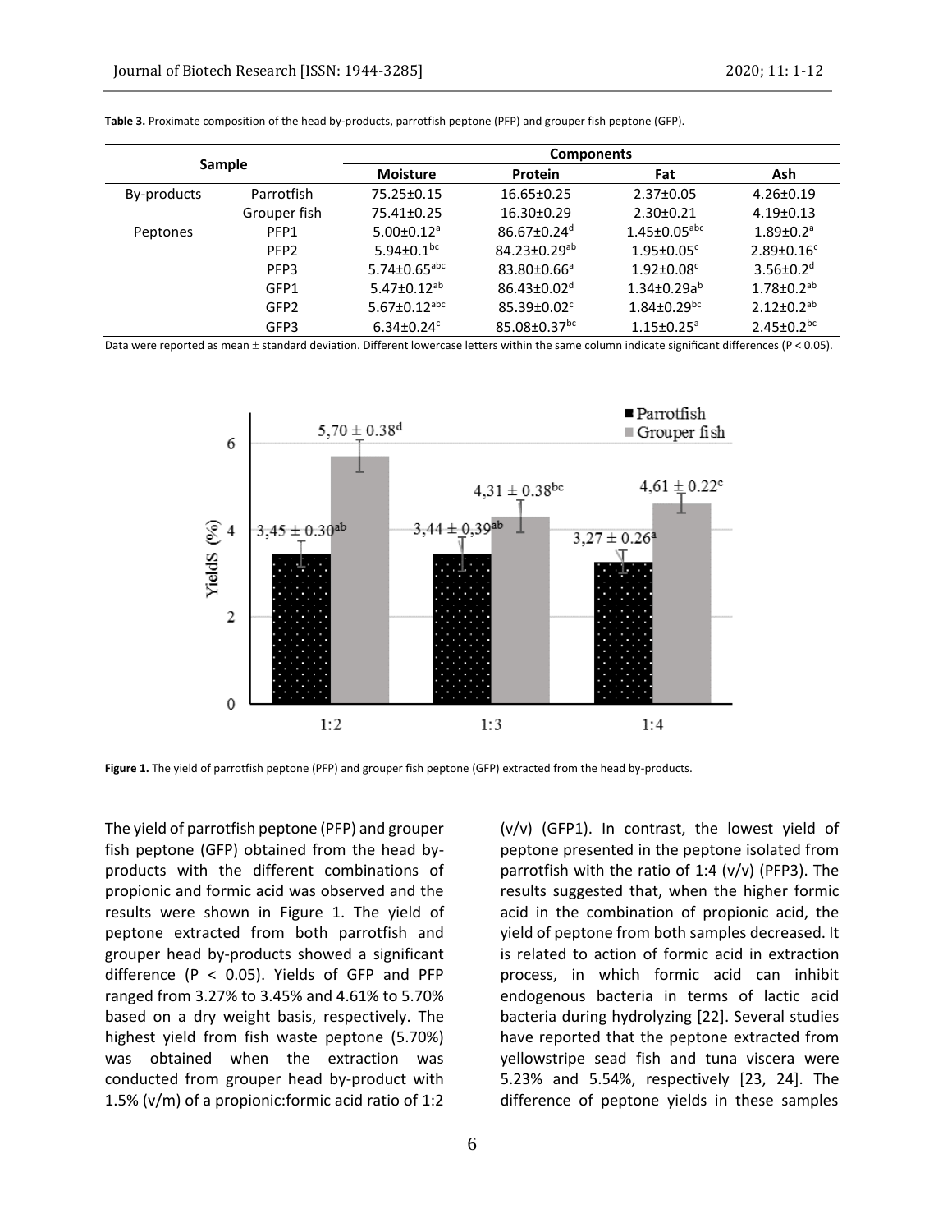**Table 3.** Proximate composition of the head by-products, parrotfish peptone (PFP) and grouper fish peptone (GFP).

| Sample | | Components | | | |
|---|---|---|---|---|---|
| | | Moisture | Protein | Fat | Ash |
| By-products | Parrotfish | 75.25±0.15 | 16.65±0.25 | 2.37±0.05 | 4.26±0.19 |
| | Grouper fish | 75.41±0.25 | 16.30±0.29 | 2.30±0.21 | 4.19±0.13 |
| Peptones | PFP1 | 5.00±0.12[a] | 86.67±0.24[d] | 1.45±0.05[abc] | 1.89±0.2[a] |
| | PFP2 | 5.94±0.1[bc] | 84.23±0.29[ab] | 1.95±0.05[c] | 2.89±0.16[c] |
| | PFP3 | 5.74±0.65[abc] | 83.80±0.66[a] | 1.92±0.08[c] | 3.56±0.2[d] |
| | GFP1 | 5.47±0.12[ab] | 86.43±0.02[d] | 1.34±0.29a[b] | 1.78±0.2[ab] |
| | GFP2 | 5.67±0.12[abc] | 85.39±0.02[c] | 1.84±0.29[bc] | 2.12±0.2[ab] |
| | GFP3 | 6.34±0.24[c] | 85.08±0.37[bc] | 1.15±0.25[a] | 2.45±0.2[bc] |

Data were reported as mean ± standard deviation. Different lowercase letters within the same column indicate significant differences (P < 0.05).

**Figure 1.** The yield of parrotfish peptone (PFP) and grouper fish peptone (GFP) extracted from the head by-products.

The yield of parrotfish peptone (PFP) and grouper fish peptone (GFP) obtained from the head by-products with the different combinations of propionic and formic acid was observed and the results were shown in Figure 1. The yield of peptone extracted from both parrotfish and grouper head by-products showed a significant difference ($P < 0.05$). Yields of GFP and PFP ranged from 3.27% to 3.45% and 4.61% to 5.70% based on a dry weight basis, respectively. The highest yield from fish waste peptone (5.70%) was obtained when the extraction was conducted from grouper head by-product with 1.5% (v/m) of a propionic:formic acid ratio of 1:2 (v/v) (GFP1). In contrast, the lowest yield of peptone presented in the peptone isolated from parrotfish with the ratio of 1:4 (v/v) (PFP3). The results suggested that, when the higher formic acid in the combination of propionic acid, the yield of peptone from both samples decreased. It is related to action of formic acid in extraction process, in which formic acid can inhibit endogenous bacteria in terms of lactic acid bacteria during hydrolyzing [22]. Several studies have reported that the peptone extracted from yellowstripe sead fish and tuna viscera were 5.23% and 5.54%, respectively [23, 24]. The difference of peptone yields in these samples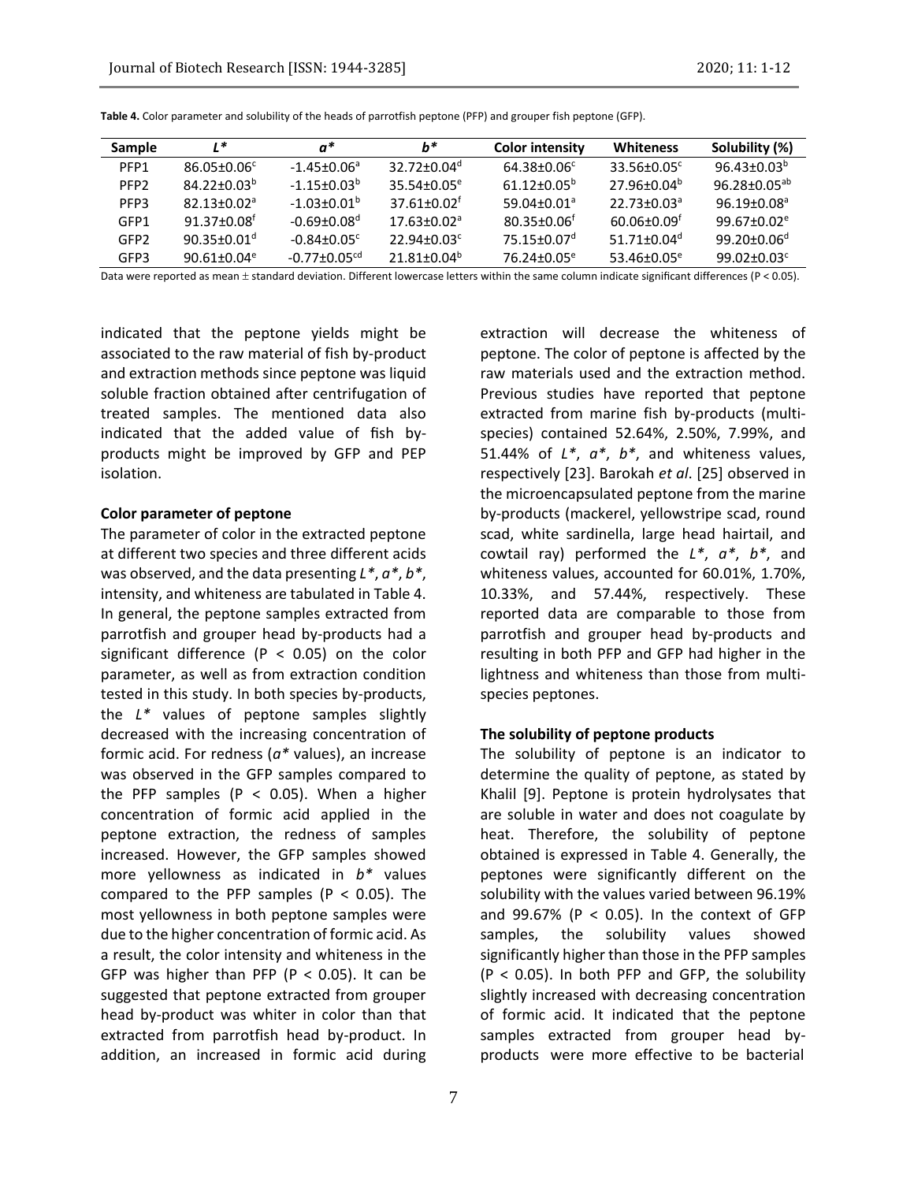**Table 4.** Color parameter and solubility of the heads of parrotfish peptone (PFP) and grouper fish peptone (GFP).

| Sample | $L^*$ | $a^*$ | $b^*$ | Color intensity | Whiteness | Solubility (%) |
|---|---|---|---|---|---|---|
| PFP1 | 86.05±0.06$^{c}$ | -1.45±0.06$^{a}$ | 32.72±0.04$^{d}$ | 64.38±0.06$^{c}$ | 33.56±0.05$^{c}$ | 96.43±0.03$^{b}$ |
| PFP2 | 84.22±0.03$^{b}$ | -1.15±0.03$^{b}$ | 35.54±0.05$^{e}$ | 61.12±0.05$^{b}$ | 27.96±0.04$^{b}$ | 96.28±0.05$^{ab}$ |
| PFP3 | 82.13±0.02$^{a}$ | -1.03±0.01$^{b}$ | 37.61±0.02$^{f}$ | 59.04±0.01$^{a}$ | 22.73±0.03$^{a}$ | 96.19±0.08$^{a}$ |
| GFP1 | 91.37±0.08$^{f}$ | -0.69±0.08$^{d}$ | 17.63±0.02$^{a}$ | 80.35±0.06$^{f}$ | 60.06±0.09$^{f}$ | 99.67±0.02$^{e}$ |
| GFP2 | 90.35±0.01$^{d}$ | -0.84±0.05$^{c}$ | 22.94±0.03$^{c}$ | 75.15±0.07$^{d}$ | 51.71±0.04$^{d}$ | 99.20±0.06$^{d}$ |
| GFP3 | 90.61±0.04$^{e}$ | -0.77±0.05$^{cd}$ | 21.81±0.04$^{b}$ | 76.24±0.05$^{e}$ | 53.46±0.05$^{e}$ | 99.02±0.03$^{c}$ |

Data were reported as mean ± standard deviation. Different lowercase letters within the same column indicate significant differences (P < 0.05).

indicated that the peptone yields might be associated to the raw material of fish by-product and extraction methods since peptone was liquid soluble fraction obtained after centrifugation of treated samples. The mentioned data also indicated that the added value of fish by-products might be improved by GFP and PEP isolation.

**Color parameter of peptone**

The parameter of color in the extracted peptone at different two species and three different acids was observed, and the data presenting *L\**, *a\**, *b\**, intensity, and whiteness are tabulated in Table 4. In general, the peptone samples extracted from parrotfish and grouper head by-products had a significant difference (P < 0.05) on the color parameter, as well as from extraction condition tested in this study. In both species by-products, the *L\** values of peptone samples slightly decreased with the increasing concentration of formic acid. For redness (*a\** values), an increase was observed in the GFP samples compared to the PFP samples (P < 0.05). When a higher concentration of formic acid applied in the peptone extraction, the redness of samples increased. However, the GFP samples showed more yellowness as indicated in *b\** values compared to the PFP samples (P < 0.05). The most yellowness in both peptone samples were due to the higher concentration of formic acid. As a result, the color intensity and whiteness in the GFP was higher than PFP (P < 0.05). It can be suggested that peptone extracted from grouper head by-product was whiter in color than that extracted from parrotfish head by-product. In addition, an increased in formic acid during extraction will decrease the whiteness of peptone. The color of peptone is affected by the raw materials used and the extraction method. Previous studies have reported that peptone extracted from marine fish by-products (multi-species) contained 52.64%, 2.50%, 7.99%, and 51.44% of *L\**, *a\**, *b\**, and whiteness values, respectively [23]. Barokah *et al*. [25] observed in the microencapsulated peptone from the marine by-products (mackerel, yellowstripe scad, round scad, white sardinella, large head hairtail, and cowtail ray) performed the *L\**, *a\**, *b\**, and whiteness values, accounted for 60.01%, 1.70%, 10.33%, and 57.44%, respectively. These reported data are comparable to those from parrotfish and grouper head by-products and resulting in both PFP and GFP had higher in the lightness and whiteness than those from multi-species peptones.

**The solubility of peptone products**

The solubility of peptone is an indicator to determine the quality of peptone, as stated by Khalil [9]. Peptone is protein hydrolysates that are soluble in water and does not coagulate by heat. Therefore, the solubility of peptone obtained is expressed in Table 4. Generally, the peptones were significantly different on the solubility with the values varied between 96.19% and 99.67% (P < 0.05). In the context of GFP samples, the solubility values showed significantly higher than those in the PFP samples (P < 0.05). In both PFP and GFP, the solubility slightly increased with decreasing concentration of formic acid. It indicated that the peptone samples extracted from grouper head by-products were more effective to be bacterial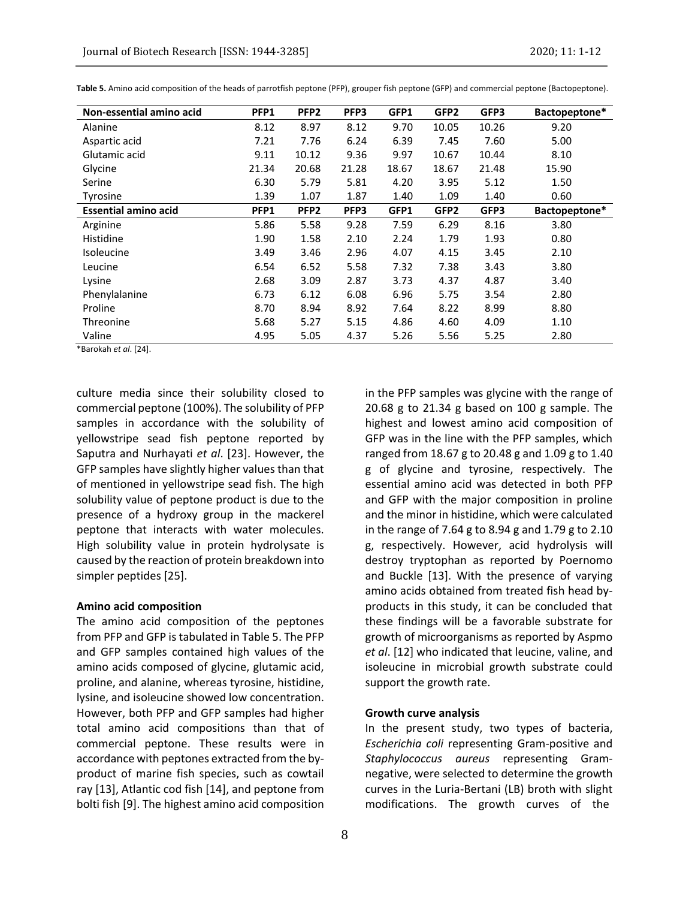**Table 5.** Amino acid composition of the heads of parrotfish peptone (PFP), grouper fish peptone (GFP) and commercial peptone (Bactopeptone).

| Non-essential amino acid | PFP1 | PFP2 | PFP3 | GFP1 | GFP2 | GFP3 | Bactopeptone* |
|---|---|---|---|---|---|---|---|
| Alanine | 8.12 | 8.97 | 8.12 | 9.70 | 10.05 | 10.26 | 9.20 |
| Aspartic acid | 7.21 | 7.76 | 6.24 | 6.39 | 7.45 | 7.60 | 5.00 |
| Glutamic acid | 9.11 | 10.12 | 9.36 | 9.97 | 10.67 | 10.44 | 8.10 |
| Glycine | 21.34 | 20.68 | 21.28 | 18.67 | 18.67 | 21.48 | 15.90 |
| Serine | 6.30 | 5.79 | 5.81 | 4.20 | 3.95 | 5.12 | 1.50 |
| Tyrosine | 1.39 | 1.07 | 1.87 | 1.40 | 1.09 | 1.40 | 0.60 |
| **Essential amino acid** | **PFP1** | **PFP2** | **PFP3** | **GFP1** | **GFP2** | **GFP3** | **Bactopeptone*** |
| Arginine | 5.86 | 5.58 | 9.28 | 7.59 | 6.29 | 8.16 | 3.80 |
| Histidine | 1.90 | 1.58 | 2.10 | 2.24 | 1.79 | 1.93 | 0.80 |
| Isoleucine | 3.49 | 3.46 | 2.96 | 4.07 | 4.15 | 3.45 | 2.10 |
| Leucine | 6.54 | 6.52 | 5.58 | 7.32 | 7.38 | 3.43 | 3.80 |
| Lysine | 2.68 | 3.09 | 2.87 | 3.73 | 4.37 | 4.87 | 3.40 |
| Phenylalanine | 6.73 | 6.12 | 6.08 | 6.96 | 5.75 | 3.54 | 2.80 |
| Proline | 8.70 | 8.94 | 8.92 | 7.64 | 8.22 | 8.99 | 8.80 |
| Threonine | 5.68 | 5.27 | 5.15 | 4.86 | 4.60 | 4.09 | 1.10 |
| Valine | 4.95 | 5.05 | 4.37 | 5.26 | 5.56 | 5.25 | 2.80 |

*Barokah *et al*. [24].

culture media since their solubility closed to commercial peptone (100%). The solubility of PFP samples in accordance with the solubility of yellowstripe sead fish peptone reported by Saputra and Nurhayati *et al*. [23]. However, the GFP samples have slightly higher values than that of mentioned in yellowstripe sead fish. The high solubility value of peptone product is due to the presence of a hydroxy group in the mackerel peptone that interacts with water molecules. High solubility value in protein hydrolysate is caused by the reaction of protein breakdown into simpler peptides [25].

**Amino acid composition**

The amino acid composition of the peptones from PFP and GFP is tabulated in Table 5. The PFP and GFP samples contained high values of the amino acids composed of glycine, glutamic acid, proline, and alanine, whereas tyrosine, histidine, lysine, and isoleucine showed low concentration. However, both PFP and GFP samples had higher total amino acid compositions than that of commercial peptone. These results were in accordance with peptones extracted from the by-product of marine fish species, such as cowtail ray [13], Atlantic cod fish [14], and peptone from bolti fish [9]. The highest amino acid composition in the PFP samples was glycine with the range of 20.68 g to 21.34 g based on 100 g sample. The highest and lowest amino acid composition of GFP was in the line with the PFP samples, which ranged from 18.67 g to 20.48 g and 1.09 g to 1.40 g of glycine and tyrosine, respectively. The essential amino acid was detected in both PFP and GFP with the major composition in proline and the minor in histidine, which were calculated in the range of 7.64 g to 8.94 g and 1.79 g to 2.10 g, respectively. However, acid hydrolysis will destroy tryptophan as reported by Poernomo and Buckle [13]. With the presence of varying amino acids obtained from treated fish head by-products in this study, it can be concluded that these findings will be a favorable substrate for growth of microorganisms as reported by Aspmo *et al*. [12] who indicated that leucine, valine, and isoleucine in microbial growth substrate could support the growth rate.

**Growth curve analysis**

In the present study, two types of bacteria, *Escherichia coli* representing Gram-positive and *Staphylococcus aureus* representing Gram-negative, were selected to determine the growth curves in the Luria-Bertani (LB) broth with slight modifications. The growth curves of the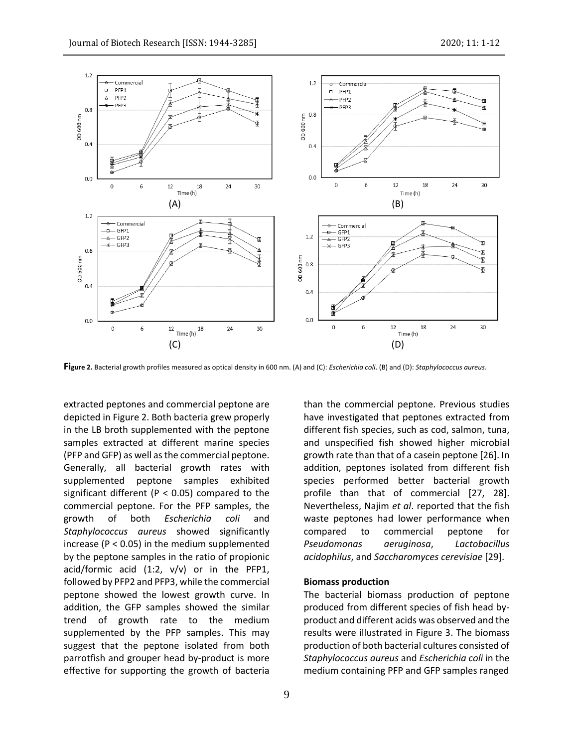**Figure 2.** Bacterial growth profiles measured as optical density in 600 nm. (A) and (C): *Escherichia coli*. (B) and (D): *Staphylococcus aureus*.

extracted peptones and commercial peptone are depicted in Figure 2. Both bacteria grew properly in the LB broth supplemented with the peptone samples extracted at different marine species (PFP and GFP) as well as the commercial peptone. Generally, all bacterial growth rates with supplemented peptone samples exhibited significant different ($P < 0.05$) compared to the commercial peptone. For the PFP samples, the growth of both *Escherichia coli* and *Staphylococcus aureus* showed significantly increase ($P < 0.05$) in the medium supplemented by the peptone samples in the ratio of propionic acid/formic acid (1:2, v/v) or in the PFP1, followed by PFP2 and PFP3, while the commercial peptone showed the lowest growth curve. In addition, the GFP samples showed the similar trend of growth rate to the medium supplemented by the PFP samples. This may suggest that the peptone isolated from both parrotfish and grouper head by-product is more effective for supporting the growth of bacteria than the commercial peptone. Previous studies have investigated that peptones extracted from different fish species, such as cod, salmon, tuna, and unspecified fish showed higher microbial growth rate than that of a casein peptone [26]. In addition, peptones isolated from different fish species performed better bacterial growth profile than that of commercial [27, 28]. Nevertheless, Najim *et al*. reported that the fish waste peptones had lower performance when compared to commercial peptone for *Pseudomonas aeruginosa*, *Lactobacillus acidophilus*, and *Saccharomyces cerevisiae* [29].

### Biomass production

The bacterial biomass production of peptone produced from different species of fish head by-product and different acids was observed and the results were illustrated in Figure 3. The biomass production of both bacterial cultures consisted of *Staphylococcus aureus* and *Escherichia coli* in the medium containing PFP and GFP samples ranged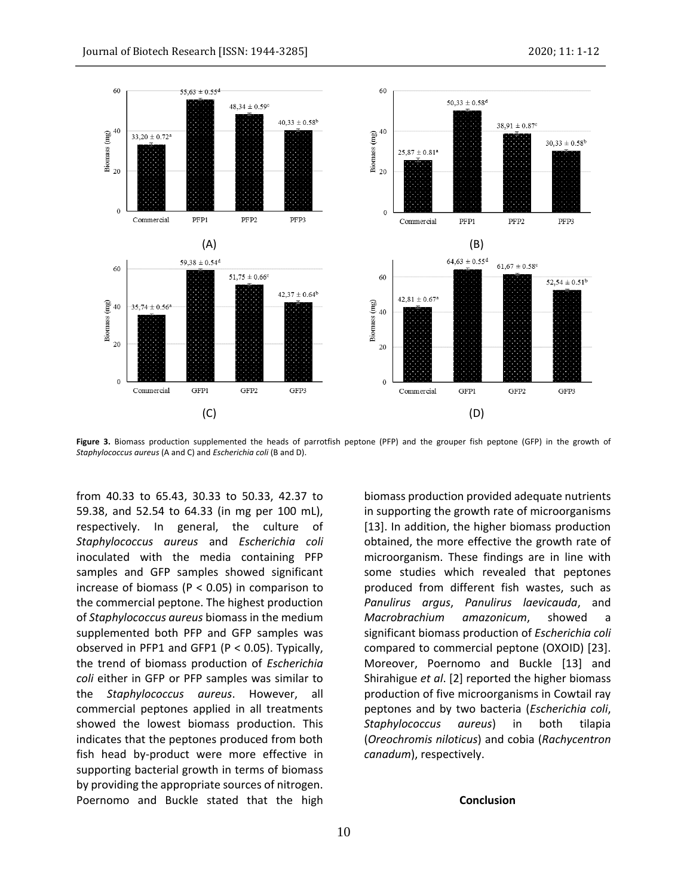**Figure 3.** Biomass production supplemented the heads of parrotfish peptone (PFP) and the grouper fish peptone (GFP) in the growth of *Staphylococcus aureus* (A and C) and *Escherichia coli* (B and D).

from 40.33 to 65.43, 30.33 to 50.33, 42.37 to 59.38, and 52.54 to 64.33 (in mg per 100 mL), respectively. In general, the culture of *Staphylococcus aureus* and *Escherichia coli* inoculated with the media containing PFP samples and GFP samples showed significant increase of biomass ($P < 0.05$) in comparison to the commercial peptone. The highest production of *Staphylococcus aureus* biomass in the medium supplemented both PFP and GFP samples was observed in PFP1 and GFP1 ($P < 0.05$). Typically, the trend of biomass production of *Escherichia coli* either in GFP or PFP samples was similar to the *Staphylococcus aureus*. However, all commercial peptones applied in all treatments showed the lowest biomass production. This indicates that the peptones produced from both fish head by-product were more effective in supporting bacterial growth in terms of biomass by providing the appropriate sources of nitrogen. Poernomo and Buckle stated that the high biomass production provided adequate nutrients in supporting the growth rate of microorganisms [13]. In addition, the higher biomass production obtained, the more effective the growth rate of microorganism. These findings are in line with some studies which revealed that peptones produced from different fish wastes, such as *Panulirus argus*, *Panulirus laevicauda*, and *Macrobrachium amazonicum*, showed a significant biomass production of *Escherichia coli* compared to commercial peptone (OXOID) [23]. Moreover, Poernomo and Buckle [13] and Shirahigue *et al*. [2] reported the higher biomass production of five microorganisms in Cowtail ray peptones and by two bacteria (*Escherichia coli*, *Staphylococcus aureus*) in both tilapia (*Oreochromis niloticus*) and cobia (*Rachycentron canadum*), respectively.

## Conclusion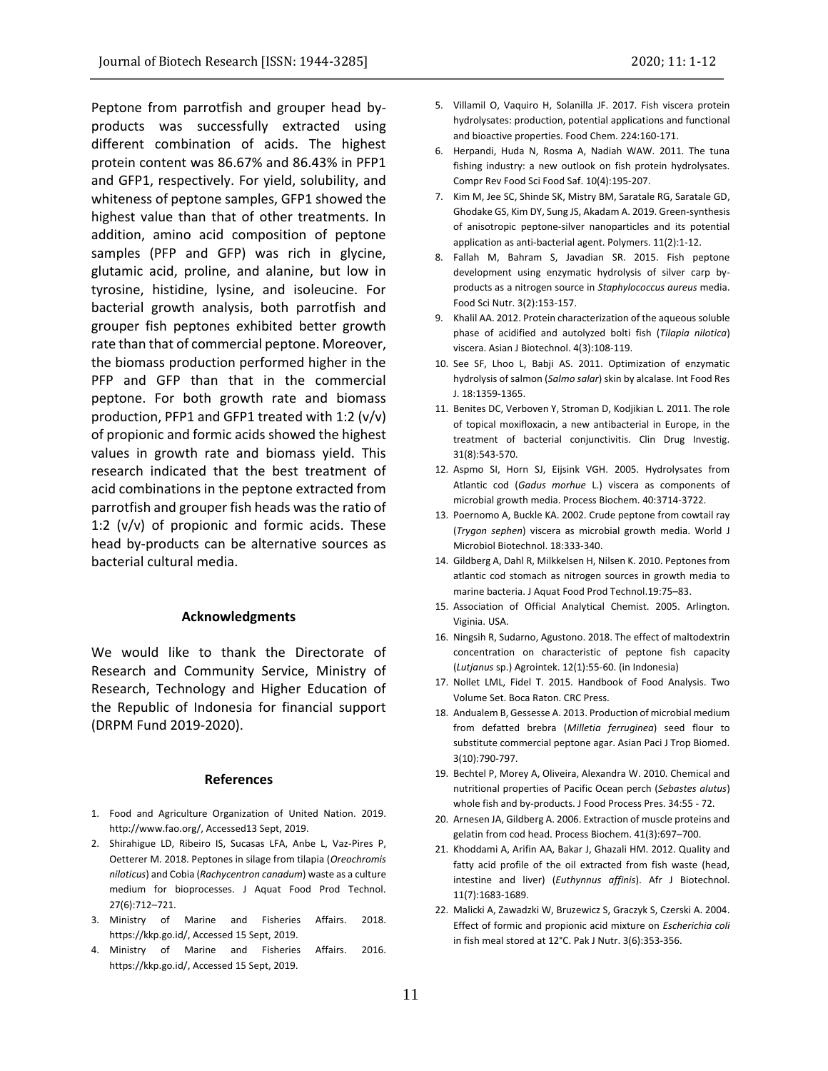Peptone from parrotfish and grouper head by-products was successfully extracted using different combination of acids. The highest protein content was 86.67% and 86.43% in PFP1 and GFP1, respectively. For yield, solubility, and whiteness of peptone samples, GFP1 showed the highest value than that of other treatments. In addition, amino acid composition of peptone samples (PFP and GFP) was rich in glycine, glutamic acid, proline, and alanine, but low in tyrosine, histidine, lysine, and isoleucine. For bacterial growth analysis, both parrotfish and grouper fish peptones exhibited better growth rate than that of commercial peptone. Moreover, the biomass production performed higher in the PFP and GFP than that in the commercial peptone. For both growth rate and biomass production, PFP1 and GFP1 treated with 1:2 (v/v) of propionic and formic acids showed the highest values in growth rate and biomass yield. This research indicated that the best treatment of acid combinations in the peptone extracted from parrotfish and grouper fish heads was the ratio of 1:2 (v/v) of propionic and formic acids. These head by-products can be alternative sources as bacterial cultural media.

## Acknowledgments

We would like to thank the Directorate of Research and Community Service, Ministry of Research, Technology and Higher Education of the Republic of Indonesia for financial support (DRPM Fund 2019-2020).

## References

1. Food and Agriculture Organization of United Nation. 2019. http://www.fao.org/, Accessed13 Sept, 2019.
2. Shirahigue LD, Ribeiro IS, Sucasas LFA, Anbe L, Vaz-Pires P, Oetterer M. 2018. Peptones in silage from tilapia (*Oreochromis niloticus*) and Cobia (*Rachycentron canadum*) waste as a culture medium for bioprocesses. J Aquat Food Prod Technol. 27(6):712–721.
3. Ministry of Marine and Fisheries Affairs. 2018. https://kkp.go.id/, Accessed 15 Sept, 2019.
4. Ministry of Marine and Fisheries Affairs. 2016. https://kkp.go.id/, Accessed 15 Sept, 2019.
5. Villamil O, Vaquiro H, Solanilla JF. 2017. Fish viscera protein hydrolysates: production, potential applications and functional and bioactive properties. Food Chem. 224:160-171.
6. Herpandi, Huda N, Rosma A, Nadiah WAW. 2011. The tuna fishing industry: a new outlook on fish protein hydrolysates. Compr Rev Food Sci Food Saf. 10(4):195-207.
7. Kim M, Jee SC, Shinde SK, Mistry BM, Saratale RG, Saratale GD, Ghodake GS, Kim DY, Sung JS, Akadam A. 2019. Green-synthesis of anisotropic peptone-silver nanoparticles and its potential application as anti-bacterial agent. Polymers. 11(2):1-12.
8. Fallah M, Bahram S, Javadian SR. 2015. Fish peptone development using enzymatic hydrolysis of silver carp by-products as a nitrogen source in *Staphylococcus aureus* media. Food Sci Nutr. 3(2):153-157.
9. Khalil AA. 2012. Protein characterization of the aqueous soluble phase of acidified and autolyzed bolti fish (*Tilapia nilotica*) viscera. Asian J Biotechnol. 4(3):108-119.
10. See SF, Lhoo L, Babji AS. 2011. Optimization of enzymatic hydrolysis of salmon (*Salmo salar*) skin by alcalase. Int Food Res J. 18:1359-1365.
11. Benites DC, Verboven Y, Stroman D, Kodjikian L. 2011. The role of topical moxifloxacin, a new antibacterial in Europe, in the treatment of bacterial conjunctivitis. Clin Drug Investig. 31(8):543-570.
12. Aspmo SI, Horn SJ, Eijsink VGH. 2005. Hydrolysates from Atlantic cod (*Gadus morhue* L.) viscera as components of microbial growth media. Process Biochem. 40:3714-3722.
13. Poernomo A, Buckle KA. 2002. Crude peptone from cowtail ray (*Trygon sephen*) viscera as microbial growth media. World J Microbiol Biotechnol. 18:333-340.
14. Gildberg A, Dahl R, Milkkelsen H, Nilsen K. 2010. Peptones from atlantic cod stomach as nitrogen sources in growth media to marine bacteria. J Aquat Food Prod Technol.19:75–83.
15. Association of Official Analytical Chemist. 2005. Arlington. Viginia. USA.
16. Ningsih R, Sudarno, Agustono. 2018. The effect of maltodextrin concentration on characteristic of peptone fish capacity (*Lutjanus* sp.) Agrointek. 12(1):55-60. (in Indonesia)
17. Nollet LML, Fidel T. 2015. Handbook of Food Analysis. Two Volume Set. Boca Raton. CRC Press.
18. Andualem B, Gessesse A. 2013. Production of microbial medium from defatted brebra (*Milletia ferruginea*) seed flour to substitute commercial peptone agar. Asian Paci J Trop Biomed. 3(10):790-797.
19. Bechtel P, Morey A, Oliveira, Alexandra W. 2010. Chemical and nutritional properties of Pacific Ocean perch (*Sebastes alutus*) whole fish and by-products. J Food Process Pres. 34:55 - 72.
20. Arnesen JA, Gildberg A. 2006. Extraction of muscle proteins and gelatin from cod head. Process Biochem. 41(3):697–700.
21. Khoddami A, Arifin AA, Bakar J, Ghazali HM. 2012. Quality and fatty acid profile of the oil extracted from fish waste (head, intestine and liver) (*Euthynnus affinis*). Afr J Biotechnol. 11(7):1683-1689.
22. Malicki A, Zawadzki W, Bruzewicz S, Graczyk S, Czerski A. 2004. Effect of formic and propionic acid mixture on *Escherichia coli* in fish meal stored at 12°C. Pak J Nutr. 3(6):353-356.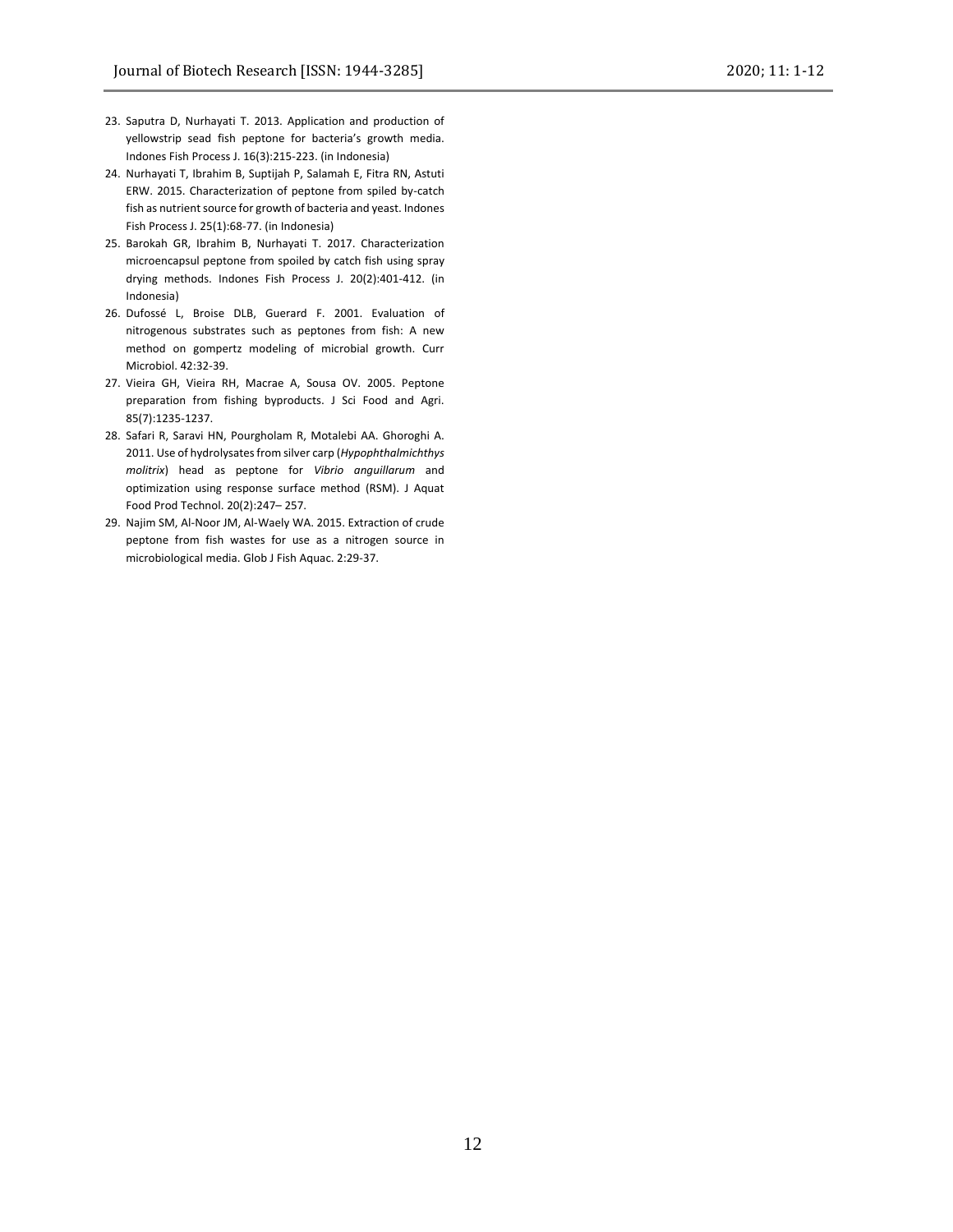23. Saputra D, Nurhayati T. 2013. Application and production of yellowstrip sead fish peptone for bacteria's growth media. Indones Fish Process J. 16(3):215-223. (in Indonesia)
24. Nurhayati T, Ibrahim B, Suptijah P, Salamah E, Fitra RN, Astuti ERW. 2015. Characterization of peptone from spiled by-catch fish as nutrient source for growth of bacteria and yeast. Indones Fish Process J. 25(1):68-77. (in Indonesia)
25. Barokah GR, Ibrahim B, Nurhayati T. 2017. Characterization microencapsul peptone from spoiled by catch fish using spray drying methods. Indones Fish Process J. 20(2):401-412. (in Indonesia)
26. Dufossé L, Broise DLB, Guerard F. 2001. Evaluation of nitrogenous substrates such as peptones from fish: A new method on gompertz modeling of microbial growth. Curr Microbiol. 42:32-39.
27. Vieira GH, Vieira RH, Macrae A, Sousa OV. 2005. Peptone preparation from fishing byproducts. J Sci Food and Agri. 85(7):1235-1237.
28. Safari R, Saravi HN, Pourgholam R, Motalebi AA. Ghoroghi A. 2011. Use of hydrolysates from silver carp (*Hypophthalmichthys molitrix*) head as peptone for *Vibrio anguillarum* and optimization using response surface method (RSM). J Aquat Food Prod Technol. 20(2):247– 257.
29. Najim SM, Al-Noor JM, Al-Waely WA. 2015. Extraction of crude peptone from fish wastes for use as a nitrogen source in microbiological media. Glob J Fish Aquac. 2:29-37.